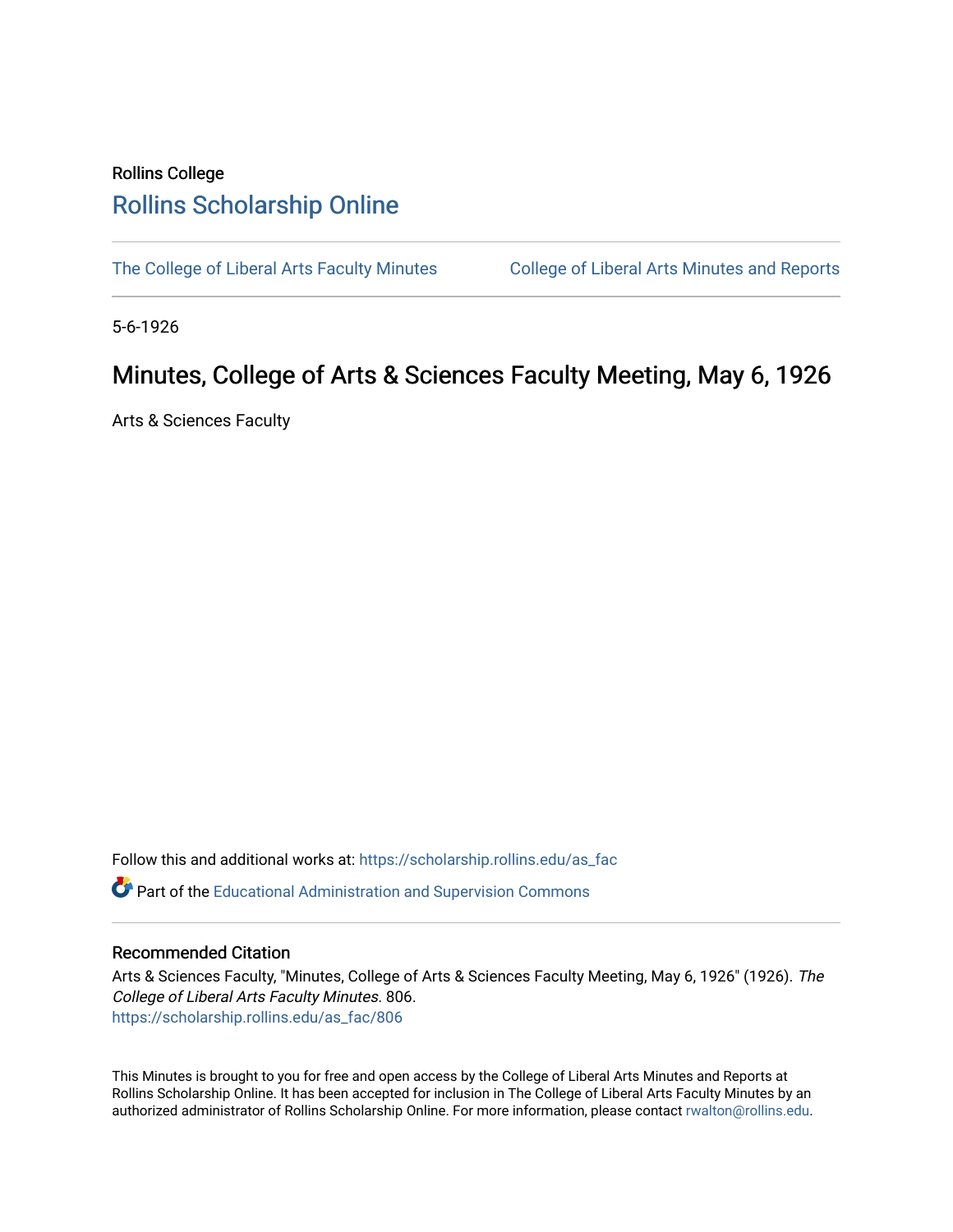Rollins College

## Rollins Scholarship Online

The College of Liberal Arts Faculty Minutes

College of Liberal Arts Minutes and Reports

5-6-1926

# Minutes, College of Arts & Sciences Faculty Meeting, May 6, 1926

Arts & Sciences Faculty

Follow this and additional works at: https://scholarship.rollins.edu/as_fac

Part of the Educational Administration and Supervision Commons

### Recommended Citation

Arts & Sciences Faculty, "Minutes, College of Arts & Sciences Faculty Meeting, May 6, 1926" (1926). *The College of Liberal Arts Faculty Minutes*. 806.
https://scholarship.rollins.edu/as_fac/806

This Minutes is brought to you for free and open access by the College of Liberal Arts Minutes and Reports at Rollins Scholarship Online. It has been accepted for inclusion in The College of Liberal Arts Faculty Minutes by an authorized administrator of Rollins Scholarship Online. For more information, please contact rwalton@rollins.edu.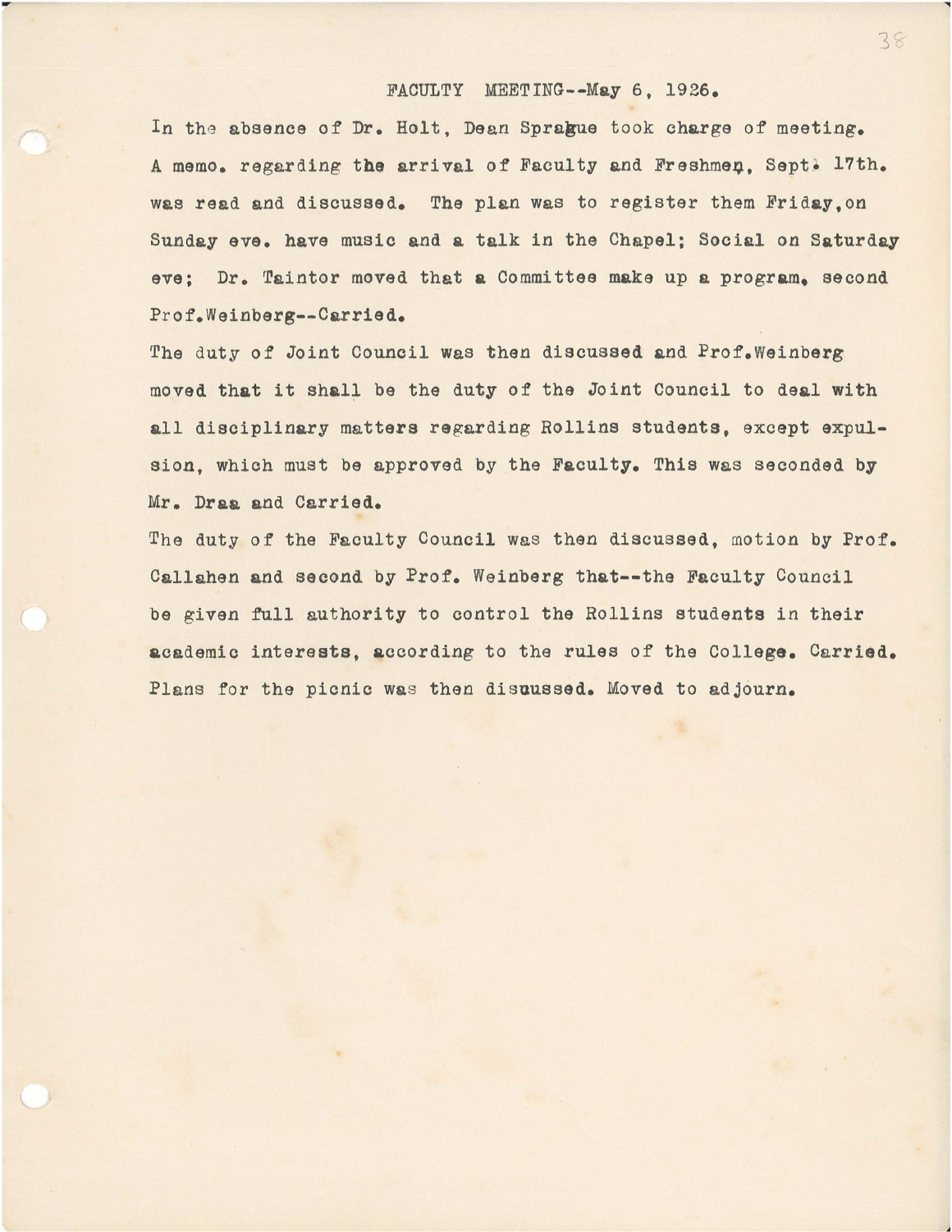# FACULTY MEETING--May 6, 1926.

In the absence of Dr. Holt, Dean Sprague took charge of meeting. A memo. regarding the arrival of Faculty and Freshmen, Sept. 17th. was read and discussed. The plan was to register them Friday, on Sunday eve. have music and a talk in the Chapel; Social on Saturday eve; Dr. Taintor moved that a Committee make up a program, second Prof. Weinberg--Carried.

The duty of Joint Council was then discussed and Prof. Weinberg moved that it shall be the duty of the Joint Council to deal with all disciplinary matters regarding Rollins students, except expulsion, which must be approved by the Faculty. This was seconded by Mr. Draa and Carried.

The duty of the Faculty Council was then discussed, motion by Prof. Callahen and second by Prof. Weinberg that--the Faculty Council be given full authority to control the Rollins students in their academic interests, according to the rules of the College. Carried. Plans for the picnic was then disuussed. Moved to adjourn.